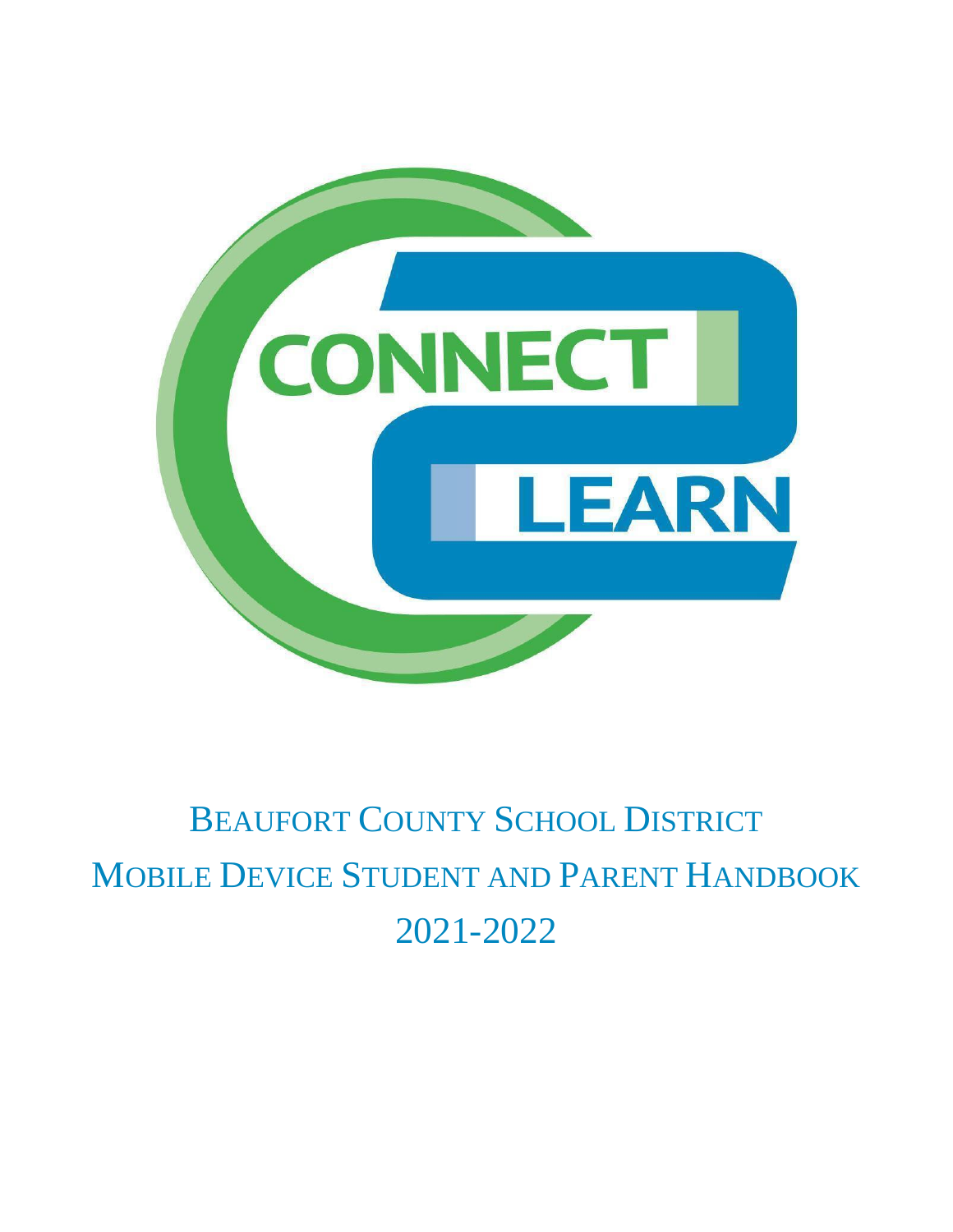CONNECT 2 LEARN

# BEAUFORT COUNTY SCHOOL DISTRICT

# MOBILE DEVICE STUDENT AND PARENT HANDBOOK

# 2021-2022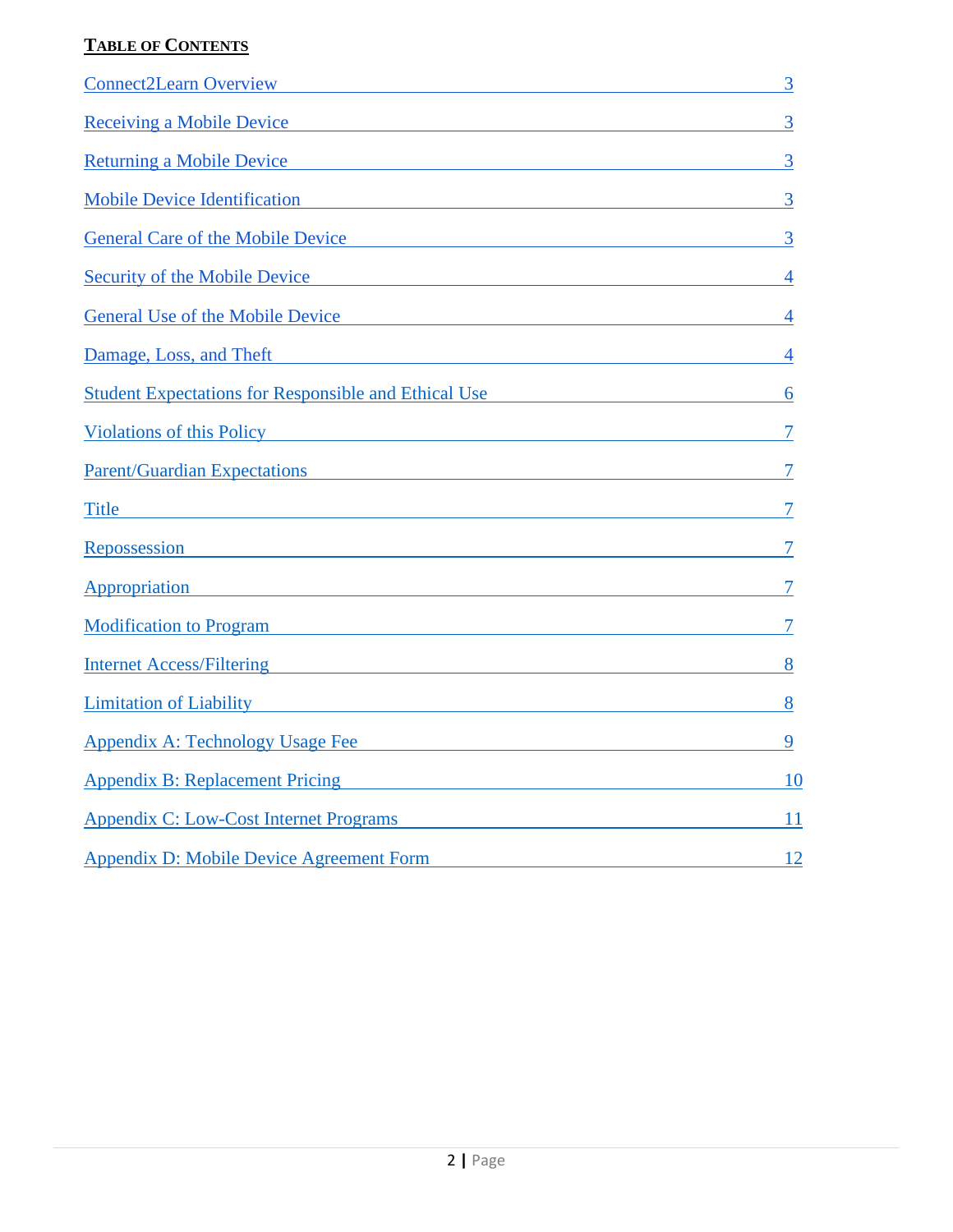## TABLE OF CONTENTS

| Section | Page |
|---|---|
| Connect2Learn Overview | 3 |
| Receiving a Mobile Device | 3 |
| Returning a Mobile Device | 3 |
| Mobile Device Identification | 3 |
| General Care of the Mobile Device | 3 |
| Security of the Mobile Device | 4 |
| General Use of the Mobile Device | 4 |
| Damage, Loss, and Theft | 4 |
| Student Expectations for Responsible and Ethical Use | 6 |
| Violations of this Policy | 7 |
| Parent/Guardian Expectations | 7 |
| Title | 7 |
| Repossession | 7 |
| Appropriation | 7 |
| Modification to Program | 7 |
| Internet Access/Filtering | 8 |
| Limitation of Liability | 8 |
| Appendix A: Technology Usage Fee | 9 |
| Appendix B: Replacement Pricing | 10 |
| Appendix C: Low-Cost Internet Programs | 11 |
| Appendix D: Mobile Device Agreement Form | 12 |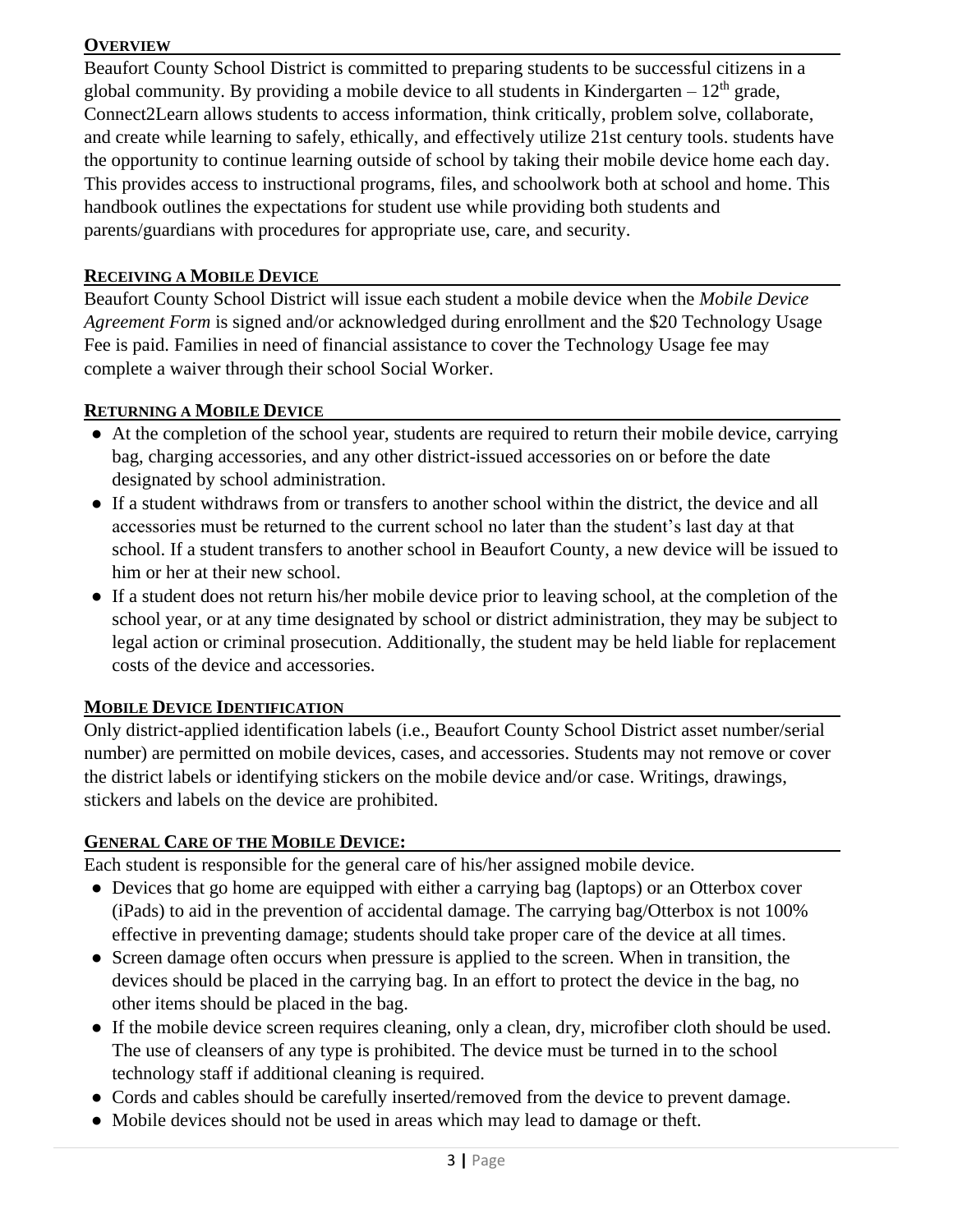## OVERVIEW

Beaufort County School District is committed to preparing students to be successful citizens in a global community. By providing a mobile device to all students in Kindergarten – 12th grade, Connect2Learn allows students to access information, think critically, problem solve, collaborate, and create while learning to safely, ethically, and effectively utilize 21st century tools. students have the opportunity to continue learning outside of school by taking their mobile device home each day. This provides access to instructional programs, files, and schoolwork both at school and home. This handbook outlines the expectations for student use while providing both students and parents/guardians with procedures for appropriate use, care, and security.

## RECEIVING A MOBILE DEVICE

Beaufort County School District will issue each student a mobile device when the *Mobile Device Agreement Form* is signed and/or acknowledged during enrollment and the $20 Technology Usage Fee is paid. Families in need of financial assistance to cover the Technology Usage fee may complete a waiver through their school Social Worker.

## RETURNING A MOBILE DEVICE

- At the completion of the school year, students are required to return their mobile device, carrying bag, charging accessories, and any other district-issued accessories on or before the date designated by school administration.
- If a student withdraws from or transfers to another school within the district, the device and all accessories must be returned to the current school no later than the student's last day at that school. If a student transfers to another school in Beaufort County, a new device will be issued to him or her at their new school.
- If a student does not return his/her mobile device prior to leaving school, at the completion of the school year, or at any time designated by school or district administration, they may be subject to legal action or criminal prosecution. Additionally, the student may be held liable for replacement costs of the device and accessories.

## MOBILE DEVICE IDENTIFICATION

Only district-applied identification labels (i.e., Beaufort County School District asset number/serial number) are permitted on mobile devices, cases, and accessories. Students may not remove or cover the district labels or identifying stickers on the mobile device and/or case. Writings, drawings, stickers and labels on the device are prohibited.

## GENERAL CARE OF THE MOBILE DEVICE:

Each student is responsible for the general care of his/her assigned mobile device.

- Devices that go home are equipped with either a carrying bag (laptops) or an Otterbox cover (iPads) to aid in the prevention of accidental damage. The carrying bag/Otterbox is not 100% effective in preventing damage; students should take proper care of the device at all times.
- Screen damage often occurs when pressure is applied to the screen. When in transition, the devices should be placed in the carrying bag. In an effort to protect the device in the bag, no other items should be placed in the bag.
- If the mobile device screen requires cleaning, only a clean, dry, microfiber cloth should be used. The use of cleansers of any type is prohibited. The device must be turned in to the school technology staff if additional cleaning is required.
- Cords and cables should be carefully inserted/removed from the device to prevent damage.
- Mobile devices should not be used in areas which may lead to damage or theft.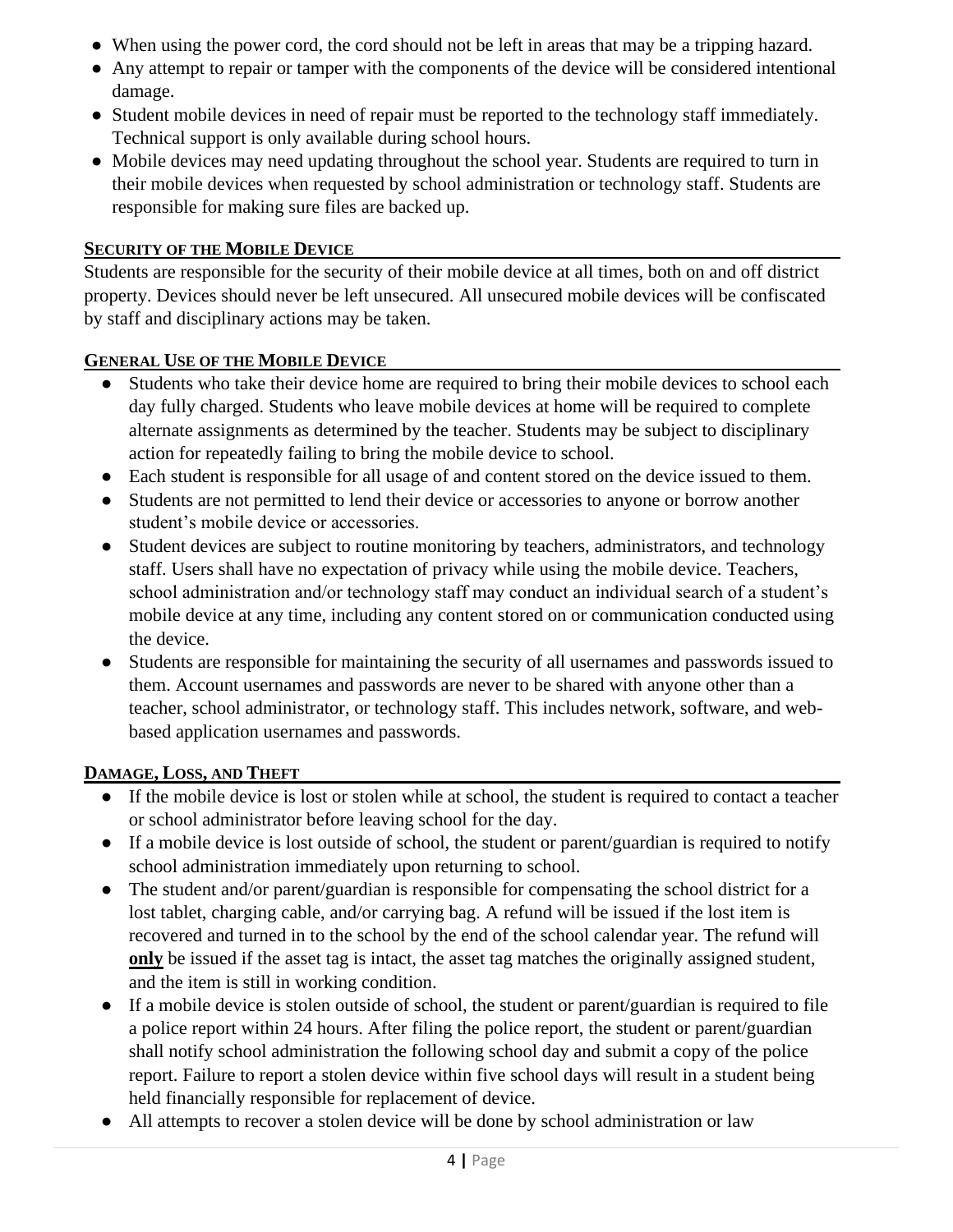- When using the power cord, the cord should not be left in areas that may be a tripping hazard.
- Any attempt to repair or tamper with the components of the device will be considered intentional damage.
- Student mobile devices in need of repair must be reported to the technology staff immediately. Technical support is only available during school hours.
- Mobile devices may need updating throughout the school year. Students are required to turn in their mobile devices when requested by school administration or technology staff. Students are responsible for making sure files are backed up.

## Security of the Mobile Device

Students are responsible for the security of their mobile device at all times, both on and off district property. Devices should never be left unsecured. All unsecured mobile devices will be confiscated by staff and disciplinary actions may be taken.

## General Use of the Mobile Device

- Students who take their device home are required to bring their mobile devices to school each day fully charged. Students who leave mobile devices at home will be required to complete alternate assignments as determined by the teacher. Students may be subject to disciplinary action for repeatedly failing to bring the mobile device to school.
- Each student is responsible for all usage of and content stored on the device issued to them.
- Students are not permitted to lend their device or accessories to anyone or borrow another student's mobile device or accessories.
- Student devices are subject to routine monitoring by teachers, administrators, and technology staff. Users shall have no expectation of privacy while using the mobile device. Teachers, school administration and/or technology staff may conduct an individual search of a student's mobile device at any time, including any content stored on or communication conducted using the device.
- Students are responsible for maintaining the security of all usernames and passwords issued to them. Account usernames and passwords are never to be shared with anyone other than a teacher, school administrator, or technology staff. This includes network, software, and web-based application usernames and passwords.

## Damage, Loss, and Theft

- If the mobile device is lost or stolen while at school, the student is required to contact a teacher or school administrator before leaving school for the day.
- If a mobile device is lost outside of school, the student or parent/guardian is required to notify school administration immediately upon returning to school.
- The student and/or parent/guardian is responsible for compensating the school district for a lost tablet, charging cable, and/or carrying bag. A refund will be issued if the lost item is recovered and turned in to the school by the end of the school calendar year. The refund will **only** be issued if the asset tag is intact, the asset tag matches the originally assigned student, and the item is still in working condition.
- If a mobile device is stolen outside of school, the student or parent/guardian is required to file a police report within 24 hours. After filing the police report, the student or parent/guardian shall notify school administration the following school day and submit a copy of the police report. Failure to report a stolen device within five school days will result in a student being held financially responsible for replacement of device.
- All attempts to recover a stolen device will be done by school administration or law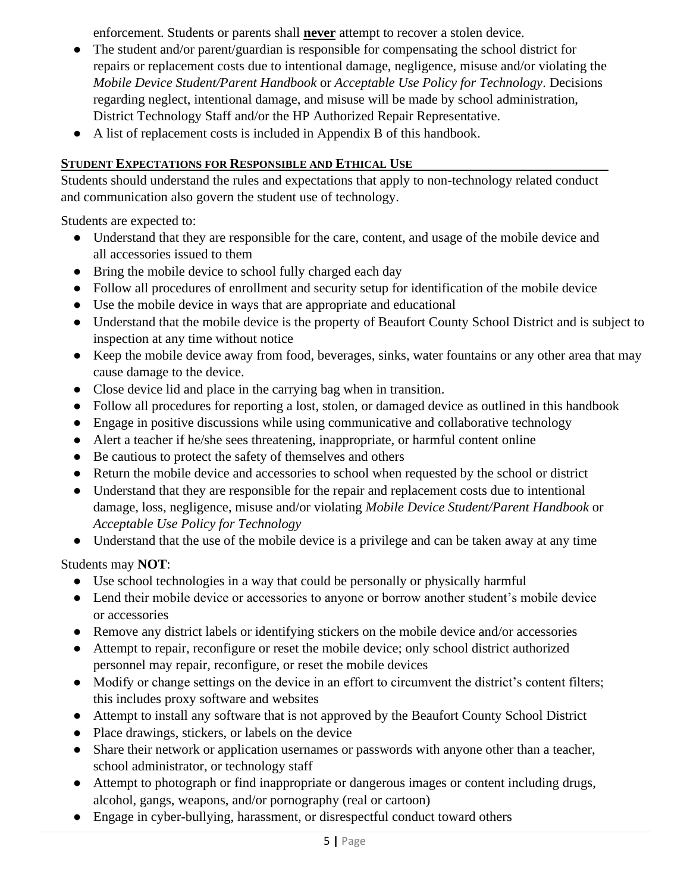enforcement. Students or parents shall **never** attempt to recover a stolen device.

- The student and/or parent/guardian is responsible for compensating the school district for repairs or replacement costs due to intentional damage, negligence, misuse and/or violating the *Mobile Device Student/Parent Handbook* or *Acceptable Use Policy for Technology*. Decisions regarding neglect, intentional damage, and misuse will be made by school administration, District Technology Staff and/or the HP Authorized Repair Representative.
- A list of replacement costs is included in Appendix B of this handbook.

## STUDENT EXPECTATIONS FOR RESPONSIBLE AND ETHICAL USE

Students should understand the rules and expectations that apply to non-technology related conduct and communication also govern the student use of technology.

Students are expected to:

- Understand that they are responsible for the care, content, and usage of the mobile device and all accessories issued to them
- Bring the mobile device to school fully charged each day
- Follow all procedures of enrollment and security setup for identification of the mobile device
- Use the mobile device in ways that are appropriate and educational
- Understand that the mobile device is the property of Beaufort County School District and is subject to inspection at any time without notice
- Keep the mobile device away from food, beverages, sinks, water fountains or any other area that may cause damage to the device.
- Close device lid and place in the carrying bag when in transition.
- Follow all procedures for reporting a lost, stolen, or damaged device as outlined in this handbook
- Engage in positive discussions while using communicative and collaborative technology
- Alert a teacher if he/she sees threatening, inappropriate, or harmful content online
- Be cautious to protect the safety of themselves and others
- Return the mobile device and accessories to school when requested by the school or district
- Understand that they are responsible for the repair and replacement costs due to intentional damage, loss, negligence, misuse and/or violating *Mobile Device Student/Parent Handbook* or *Acceptable Use Policy for Technology*
- Understand that the use of the mobile device is a privilege and can be taken away at any time

Students may **NOT**:

- Use school technologies in a way that could be personally or physically harmful
- Lend their mobile device or accessories to anyone or borrow another student's mobile device or accessories
- Remove any district labels or identifying stickers on the mobile device and/or accessories
- Attempt to repair, reconfigure or reset the mobile device; only school district authorized personnel may repair, reconfigure, or reset the mobile devices
- Modify or change settings on the device in an effort to circumvent the district's content filters; this includes proxy software and websites
- Attempt to install any software that is not approved by the Beaufort County School District
- Place drawings, stickers, or labels on the device
- Share their network or application usernames or passwords with anyone other than a teacher, school administrator, or technology staff
- Attempt to photograph or find inappropriate or dangerous images or content including drugs, alcohol, gangs, weapons, and/or pornography (real or cartoon)
- Engage in cyber-bullying, harassment, or disrespectful conduct toward others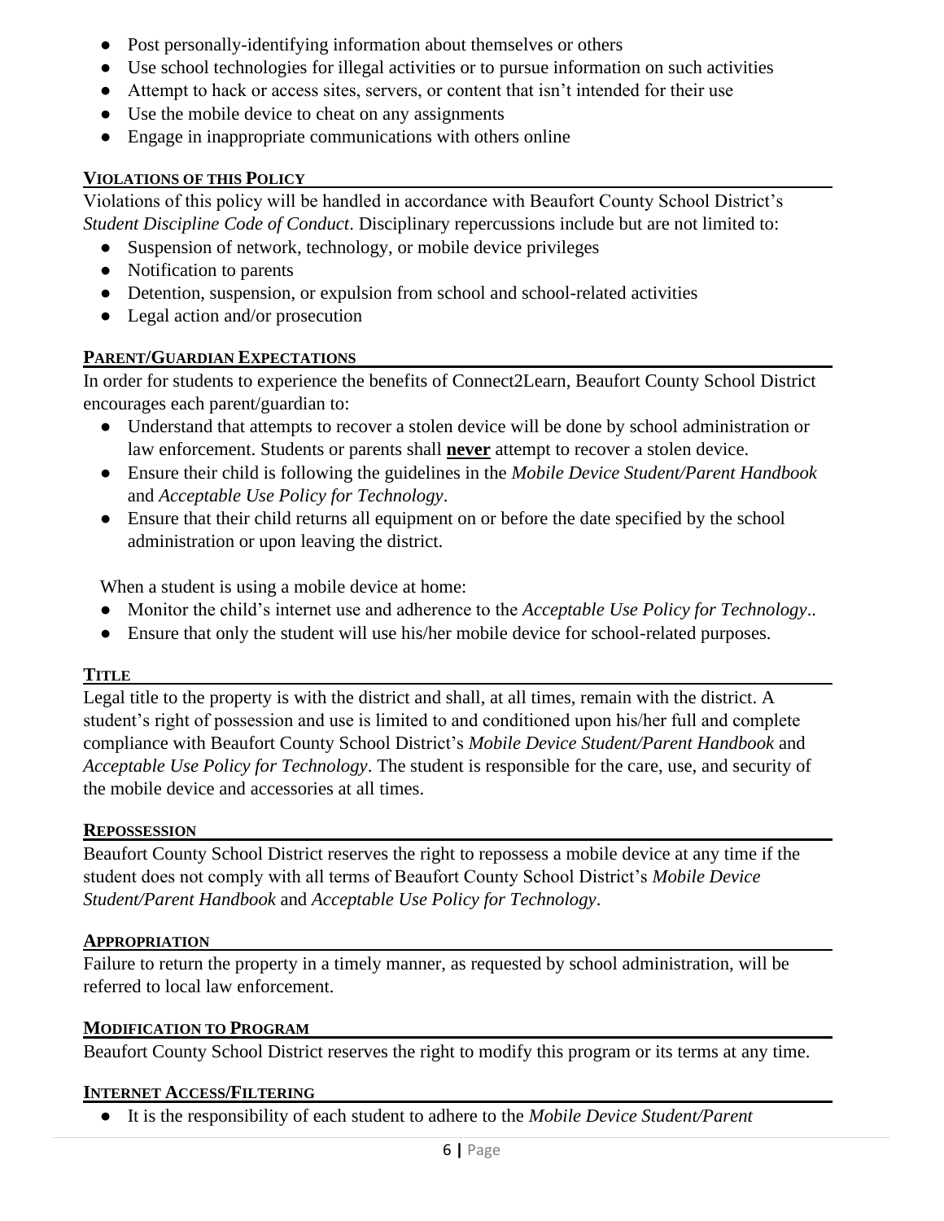- Post personally-identifying information about themselves or others
- Use school technologies for illegal activities or to pursue information on such activities
- Attempt to hack or access sites, servers, or content that isn't intended for their use
- Use the mobile device to cheat on any assignments
- Engage in inappropriate communications with others online

## VIOLATIONS OF THIS POLICY

Violations of this policy will be handled in accordance with Beaufort County School District's *Student Discipline Code of Conduct*. Disciplinary repercussions include but are not limited to:

- Suspension of network, technology, or mobile device privileges
- Notification to parents
- Detention, suspension, or expulsion from school and school-related activities
- Legal action and/or prosecution

## PARENT/GUARDIAN EXPECTATIONS

In order for students to experience the benefits of Connect2Learn, Beaufort County School District encourages each parent/guardian to:

- Understand that attempts to recover a stolen device will be done by school administration or law enforcement. Students or parents shall **never** attempt to recover a stolen device.
- Ensure their child is following the guidelines in the *Mobile Device Student/Parent Handbook* and *Acceptable Use Policy for Technology*.
- Ensure that their child returns all equipment on or before the date specified by the school administration or upon leaving the district.

When a student is using a mobile device at home:

- Monitor the child's internet use and adherence to the *Acceptable Use Policy for Technology*..
- Ensure that only the student will use his/her mobile device for school-related purposes.

## TITLE

Legal title to the property is with the district and shall, at all times, remain with the district. A student's right of possession and use is limited to and conditioned upon his/her full and complete compliance with Beaufort County School District's *Mobile Device Student/Parent Handbook* and *Acceptable Use Policy for Technology*. The student is responsible for the care, use, and security of the mobile device and accessories at all times.

## REPOSSESSION

Beaufort County School District reserves the right to repossess a mobile device at any time if the student does not comply with all terms of Beaufort County School District's *Mobile Device Student/Parent Handbook* and *Acceptable Use Policy for Technology*.

## APPROPRIATION

Failure to return the property in a timely manner, as requested by school administration, will be referred to local law enforcement.

## MODIFICATION TO PROGRAM

Beaufort County School District reserves the right to modify this program or its terms at any time.

## INTERNET ACCESS/FILTERING

- It is the responsibility of each student to adhere to the *Mobile Device Student/Parent*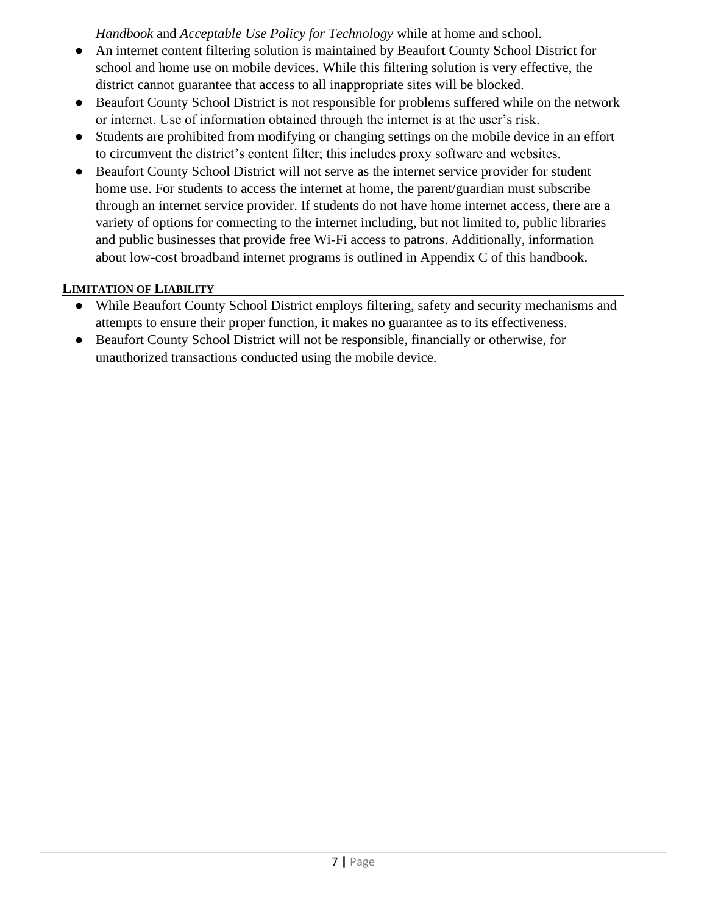*Handbook* and *Acceptable Use Policy for Technology* while at home and school.

- An internet content filtering solution is maintained by Beaufort County School District for school and home use on mobile devices. While this filtering solution is very effective, the district cannot guarantee that access to all inappropriate sites will be blocked.
- Beaufort County School District is not responsible for problems suffered while on the network or internet. Use of information obtained through the internet is at the user's risk.
- Students are prohibited from modifying or changing settings on the mobile device in an effort to circumvent the district's content filter; this includes proxy software and websites.
- Beaufort County School District will not serve as the internet service provider for student home use. For students to access the internet at home, the parent/guardian must subscribe through an internet service provider. If students do not have home internet access, there are a variety of options for connecting to the internet including, but not limited to, public libraries and public businesses that provide free Wi-Fi access to patrons. Additionally, information about low-cost broadband internet programs is outlined in Appendix C of this handbook.

## LIMITATION OF LIABILITY

- While Beaufort County School District employs filtering, safety and security mechanisms and attempts to ensure their proper function, it makes no guarantee as to its effectiveness.
- Beaufort County School District will not be responsible, financially or otherwise, for unauthorized transactions conducted using the mobile device.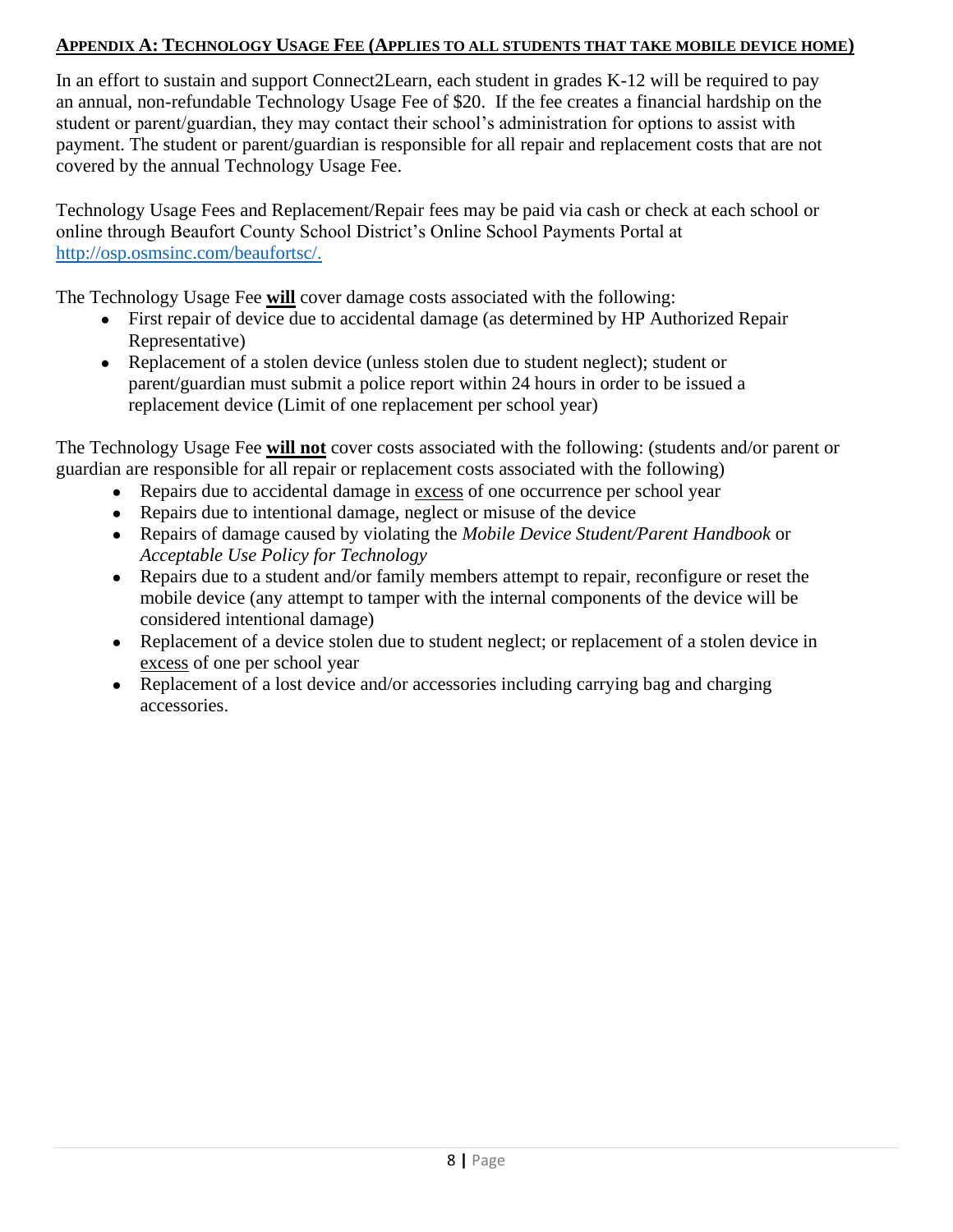## Appendix A: Technology Usage Fee (Applies to all students that take mobile device home)

In an effort to sustain and support Connect2Learn, each student in grades K-12 will be required to pay an annual, non-refundable Technology Usage Fee of $20. If the fee creates a financial hardship on the student or parent/guardian, they may contact their school's administration for options to assist with payment. The student or parent/guardian is responsible for all repair and replacement costs that are not covered by the annual Technology Usage Fee.

Technology Usage Fees and Replacement/Repair fees may be paid via cash or check at each school or online through Beaufort County School District's Online School Payments Portal at [http://osp.osmsinc.com/beaufortsc/.](http://osp.osmsinc.com/beaufortsc/)

The Technology Usage Fee **will** cover damage costs associated with the following:

- First repair of device due to accidental damage (as determined by HP Authorized Repair Representative)
- Replacement of a stolen device (unless stolen due to student neglect); student or parent/guardian must submit a police report within 24 hours in order to be issued a replacement device (Limit of one replacement per school year)

The Technology Usage Fee **will not** cover costs associated with the following: (students and/or parent or guardian are responsible for all repair or replacement costs associated with the following)

- Repairs due to accidental damage in excess of one occurrence per school year
- Repairs due to intentional damage, neglect or misuse of the device
- Repairs of damage caused by violating the *Mobile Device Student/Parent Handbook* or *Acceptable Use Policy for Technology*
- Repairs due to a student and/or family members attempt to repair, reconfigure or reset the mobile device (any attempt to tamper with the internal components of the device will be considered intentional damage)
- Replacement of a device stolen due to student neglect; or replacement of a stolen device in excess of one per school year
- Replacement of a lost device and/or accessories including carrying bag and charging accessories.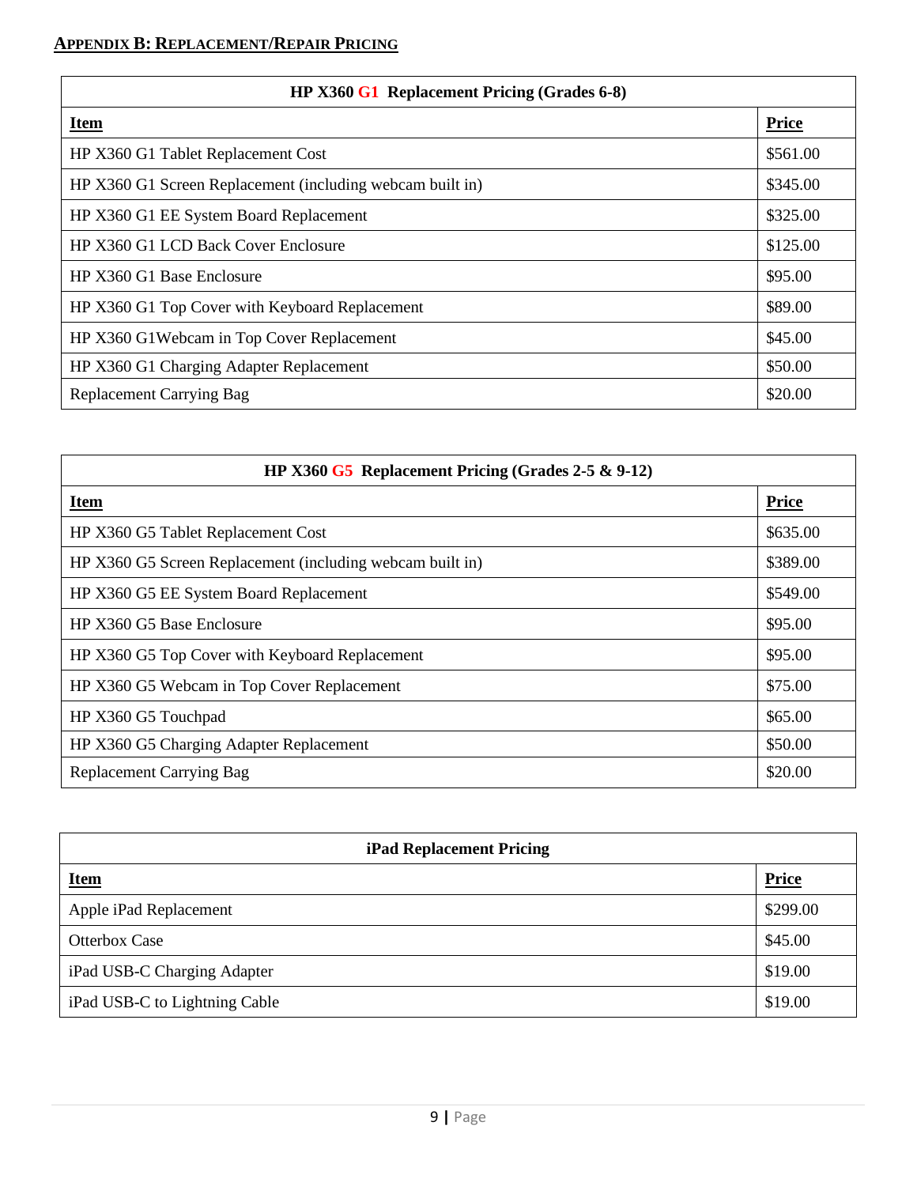## APPENDIX B: REPLACEMENT/REPAIR PRICING

| HP X360 G1 Replacement Pricing (Grades 6-8) | |
|---|---|
| **Item** | **Price** |
| HP X360 G1 Tablet Replacement Cost | $561.00 |
| HP X360 G1 Screen Replacement (including webcam built in) | $345.00 |
| HP X360 G1 EE System Board Replacement | $325.00 |
| HP X360 G1 LCD Back Cover Enclosure | $125.00 |
| HP X360 G1 Base Enclosure | $95.00 |
| HP X360 G1 Top Cover with Keyboard Replacement | $89.00 |
| HP X360 G1Webcam in Top Cover Replacement | $45.00 |
| HP X360 G1 Charging Adapter Replacement | $50.00 |
| Replacement Carrying Bag | $20.00 |

| HP X360 G5 Replacement Pricing (Grades 2-5 & 9-12) | |
|---|---|
| **Item** | **Price** |
| HP X360 G5 Tablet Replacement Cost | $635.00 |
| HP X360 G5 Screen Replacement (including webcam built in) | $389.00 |
| HP X360 G5 EE System Board Replacement | $549.00 |
| HP X360 G5 Base Enclosure | $95.00 |
| HP X360 G5 Top Cover with Keyboard Replacement | $95.00 |
| HP X360 G5 Webcam in Top Cover Replacement | $75.00 |
| HP X360 G5 Touchpad | $65.00 |
| HP X360 G5 Charging Adapter Replacement | $50.00 |
| Replacement Carrying Bag | $20.00 |

| iPad Replacement Pricing | |
|---|---|
| **Item** | **Price** |
| Apple iPad Replacement | $299.00 |
| Otterbox Case | $45.00 |
| iPad USB-C Charging Adapter | $19.00 |
| iPad USB-C to Lightning Cable | $19.00 |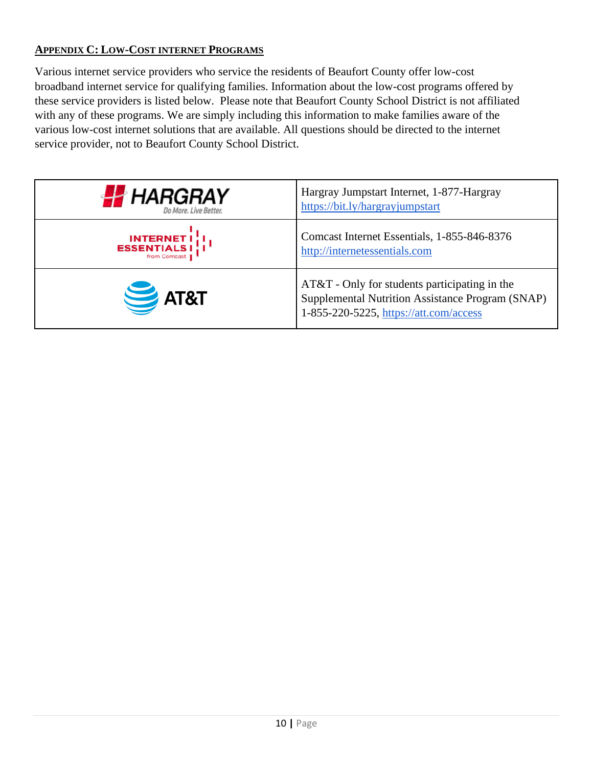## Appendix C: Low-Cost Internet Programs

Various internet service providers who service the residents of Beaufort County offer low-cost broadband internet service for qualifying families. Information about the low-cost programs offered by these service providers is listed below. Please note that Beaufort County School District is not affiliated with any of these programs. We are simply including this information to make families aware of the various low-cost internet solutions that are available. All questions should be directed to the internet service provider, not to Beaufort County School District.

| | |
|---|---|
| HARGRAY Do More. Live Better. | Hargray Jumpstart Internet, 1-877-Hargray https://bit.ly/hargrayjumpstart |
| INTERNET ESSENTIALS from Comcast | Comcast Internet Essentials, 1-855-846-8376 http://internetessentials.com |
| AT&T | AT&T - Only for students participating in the Supplemental Nutrition Assistance Program (SNAP) 1-855-220-5225, https://att.com/access |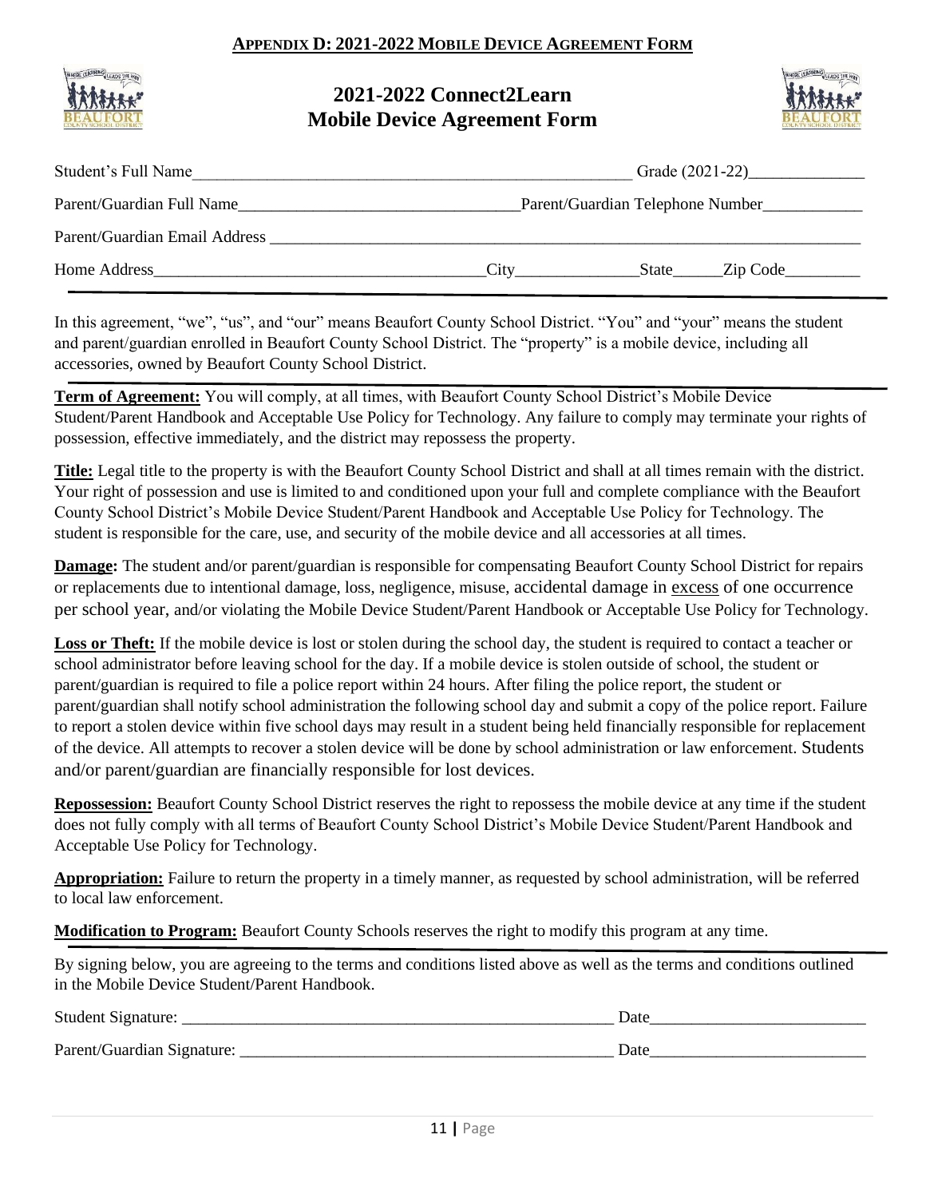**APPENDIX D: 2021-2022 MOBILE DEVICE AGREEMENT FORM**

# 2021-2022 Connect2Learn
# Mobile Device Agreement Form

Student's Full Name_____________________________________________________ Grade (2021-22)______________

Parent/Guardian Full Name_________________________________Parent/Guardian Telephone Number____________

Parent/Guardian Email Address ________________________________________________________________________

Home Address_______________________________________City______________State______Zip Code_________

---

In this agreement, "we", "us", and "our" means Beaufort County School District. "You" and "your" means the student and parent/guardian enrolled in Beaufort County School District. The "property" is a mobile device, including all accessories, owned by Beaufort County School District.

---

**Term of Agreement:** You will comply, at all times, with Beaufort County School District's Mobile Device Student/Parent Handbook and Acceptable Use Policy for Technology. Any failure to comply may terminate your rights of possession, effective immediately, and the district may repossess the property.

**Title:** Legal title to the property is with the Beaufort County School District and shall at all times remain with the district. Your right of possession and use is limited to and conditioned upon your full and complete compliance with the Beaufort County School District's Mobile Device Student/Parent Handbook and Acceptable Use Policy for Technology. The student is responsible for the care, use, and security of the mobile device and all accessories at all times.

**Damage:** The student and/or parent/guardian is responsible for compensating Beaufort County School District for repairs or replacements due to intentional damage, loss, negligence, misuse, accidental damage in excess of one occurrence per school year, and/or violating the Mobile Device Student/Parent Handbook or Acceptable Use Policy for Technology.

**Loss or Theft:** If the mobile device is lost or stolen during the school day, the student is required to contact a teacher or school administrator before leaving school for the day. If a mobile device is stolen outside of school, the student or parent/guardian is required to file a police report within 24 hours. After filing the police report, the student or parent/guardian shall notify school administration the following school day and submit a copy of the police report. Failure to report a stolen device within five school days may result in a student being held financially responsible for replacement of the device. All attempts to recover a stolen device will be done by school administration or law enforcement. Students and/or parent/guardian are financially responsible for lost devices.

**Repossession:** Beaufort County School District reserves the right to repossess the mobile device at any time if the student does not fully comply with all terms of Beaufort County School District's Mobile Device Student/Parent Handbook and Acceptable Use Policy for Technology.

**Appropriation:** Failure to return the property in a timely manner, as requested by school administration, will be referred to local law enforcement.

**Modification to Program:** Beaufort County Schools reserves the right to modify this program at any time.

---

By signing below, you are agreeing to the terms and conditions listed above as well as the terms and conditions outlined in the Mobile Device Student/Parent Handbook.

Student Signature: ______________________________________________________ Date__________________________

Parent/Guardian Signature: ______________________________________________ Date__________________________